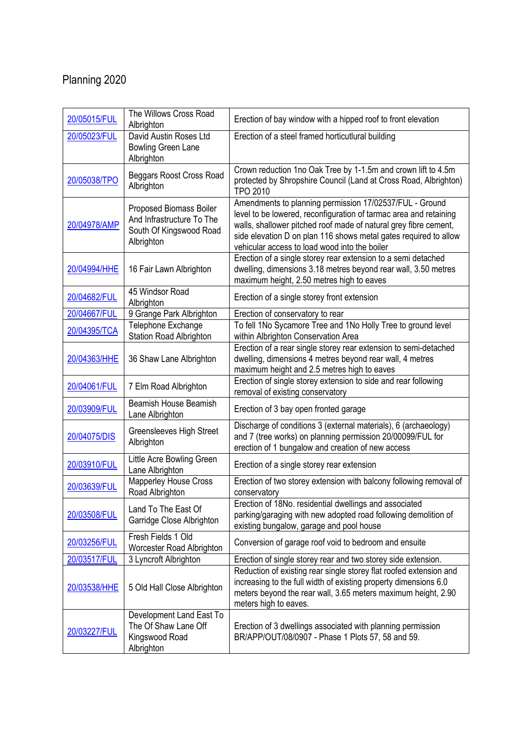# Planning 2020

| | | |
|---|---|---|
| 20/05015/FUL | The Willows Cross Road Albrighton | Erection of bay window with a hipped roof to front elevation |
| 20/05023/FUL | David Austin Roses Ltd Bowling Green Lane Albrighton | Erection of a steel framed horticutlural building |
| 20/05038/TPO | Beggars Roost Cross Road Albrighton | Crown reduction 1no Oak Tree by 1-1.5m and crown lift to 4.5m protected by Shropshire Council (Land at Cross Road, Albrighton) TPO 2010 |
| 20/04978/AMP | Proposed Biomass Boiler And Infrastructure To The South Of Kingswood Road Albrighton | Amendments to planning permission 17/02537/FUL - Ground level to be lowered, reconfiguration of tarmac area and retaining walls, shallower pitched roof made of natural grey fibre cement, side elevation D on plan 116 shows metal gates required to allow vehicular access to load wood into the boiler |
| 20/04994/HHE | 16 Fair Lawn Albrighton | Erection of a single storey rear extension to a semi detached dwelling, dimensions 3.18 metres beyond rear wall, 3.50 metres maximum height, 2.50 metres high to eaves |
| 20/04682/FUL | 45 Windsor Road Albrighton | Erection of a single storey front extension |
| 20/04667/FUL | 9 Grange Park Albrighton | Erection of conservatory to rear |
| 20/04395/TCA | Telephone Exchange Station Road Albrighton | To fell 1No Sycamore Tree and 1No Holly Tree to ground level within Albrighton Conservation Area |
| 20/04363/HHE | 36 Shaw Lane Albrighton | Erection of a rear single storey rear extension to semi-detached dwelling, dimensions 4 metres beyond rear wall, 4 metres maximum height and 2.5 metres high to eaves |
| 20/04061/FUL | 7 Elm Road Albrighton | Erection of single storey extension to side and rear following removal of existing conservatory |
| 20/03909/FUL | Beamish House Beamish Lane Albrighton | Erection of 3 bay open fronted garage |
| 20/04075/DIS | Greensleeves High Street Albrighton | Discharge of conditions 3 (external materials), 6 (archaeology) and 7 (tree works) on planning permission 20/00099/FUL for erection of 1 bungalow and creation of new access |
| 20/03910/FUL | Little Acre Bowling Green Lane Albrighton | Erection of a single storey rear extension |
| 20/03639/FUL | Mapperley House Cross Road Albrighton | Erection of two storey extension with balcony following removal of conservatory |
| 20/03508/FUL | Land To The East Of Garridge Close Albrighton | Erection of 18No. residential dwellings and associated parking/garaging with new adopted road following demolition of existing bungalow, garage and pool house |
| 20/03256/FUL | Fresh Fields 1 Old Worcester Road Albrighton | Conversion of garage roof void to bedroom and ensuite |
| 20/03517/FUL | 3 Lyncroft Albrighton | Erection of single storey rear and two storey side extension. |
| 20/03538/HHE | 5 Old Hall Close Albrighton | Reduction of existing rear single storey flat roofed extension and increasing to the full width of existing property dimensions 6.0 meters beyond the rear wall, 3.65 meters maximum height, 2.90 meters high to eaves. |
| 20/03227/FUL | Development Land East To The Of Shaw Lane Off Kingswood Road Albrighton | Erection of 3 dwellings associated with planning permission BR/APP/OUT/08/0907 - Phase 1 Plots 57, 58 and 59. |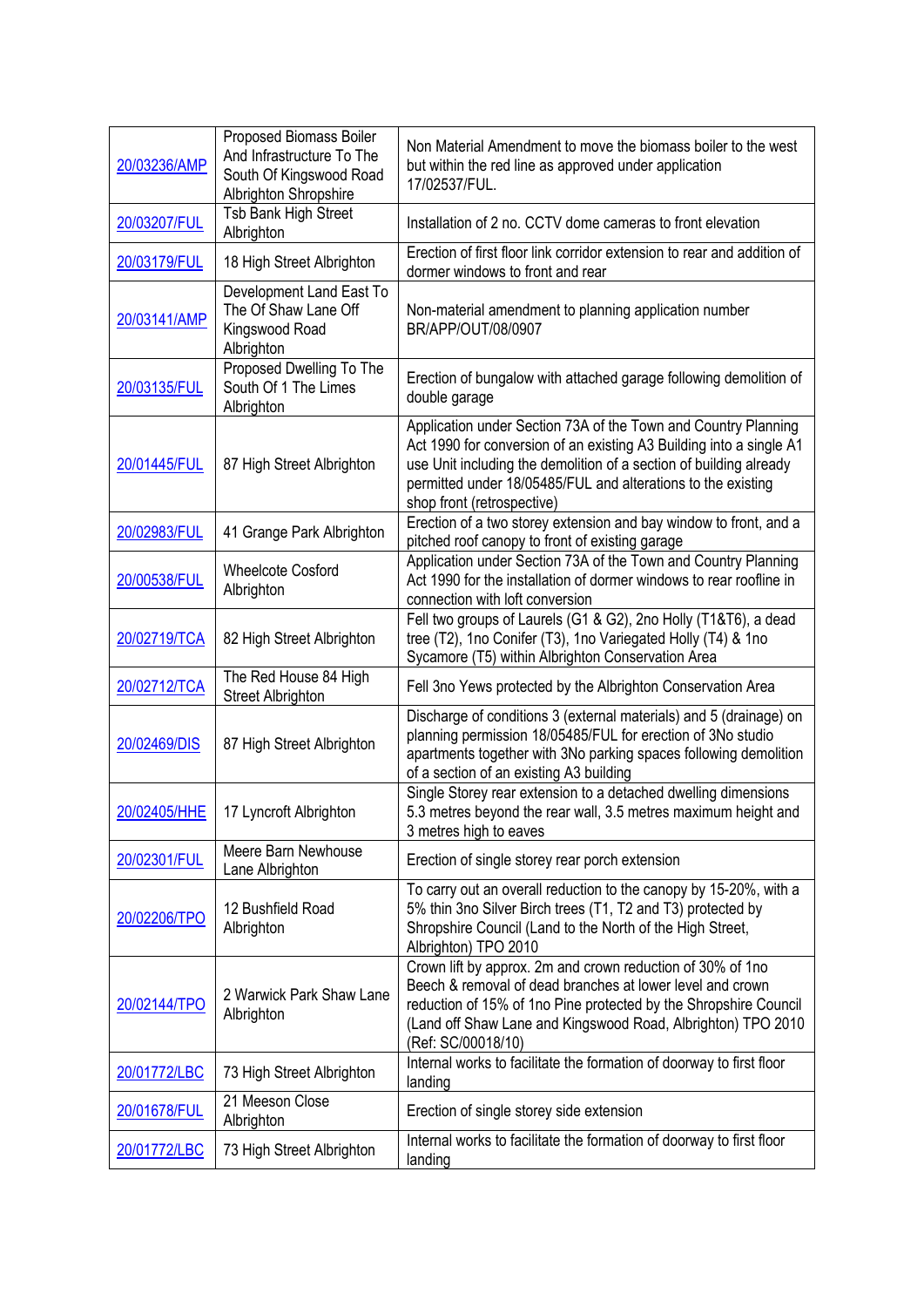| | | |
|---|---|---|
| 20/03236/AMP | Proposed Biomass Boiler And Infrastructure To The South Of Kingswood Road Albrighton Shropshire | Non Material Amendment to move the biomass boiler to the west but within the red line as approved under application 17/02537/FUL. |
| 20/03207/FUL | Tsb Bank High Street Albrighton | Installation of 2 no. CCTV dome cameras to front elevation |
| 20/03179/FUL | 18 High Street Albrighton | Erection of first floor link corridor extension to rear and addition of dormer windows to front and rear |
| 20/03141/AMP | Development Land East To The Of Shaw Lane Off Kingswood Road Albrighton | Non-material amendment to planning application number BR/APP/OUT/08/0907 |
| 20/03135/FUL | Proposed Dwelling To The South Of 1 The Limes Albrighton | Erection of bungalow with attached garage following demolition of double garage |
| 20/01445/FUL | 87 High Street Albrighton | Application under Section 73A of the Town and Country Planning Act 1990 for conversion of an existing A3 Building into a single A1 use Unit including the demolition of a section of building already permitted under 18/05485/FUL and alterations to the existing shop front (retrospective) |
| 20/02983/FUL | 41 Grange Park Albrighton | Erection of a two storey extension and bay window to front, and a pitched roof canopy to front of existing garage |
| 20/00538/FUL | Wheelcote Cosford Albrighton | Application under Section 73A of the Town and Country Planning Act 1990 for the installation of dormer windows to rear roofline in connection with loft conversion |
| 20/02719/TCA | 82 High Street Albrighton | Fell two groups of Laurels (G1 & G2), 2no Holly (T1&T6), a dead tree (T2), 1no Conifer (T3), 1no Variegated Holly (T4) & 1no Sycamore (T5) within Albrighton Conservation Area |
| 20/02712/TCA | The Red House 84 High Street Albrighton | Fell 3no Yews protected by the Albrighton Conservation Area |
| 20/02469/DIS | 87 High Street Albrighton | Discharge of conditions 3 (external materials) and 5 (drainage) on planning permission 18/05485/FUL for erection of 3No studio apartments together with 3No parking spaces following demolition of a section of an existing A3 building |
| 20/02405/HHE | 17 Lyncroft Albrighton | Single Storey rear extension to a detached dwelling dimensions 5.3 metres beyond the rear wall, 3.5 metres maximum height and 3 metres high to eaves |
| 20/02301/FUL | Meere Barn Newhouse Lane Albrighton | Erection of single storey rear porch extension |
| 20/02206/TPO | 12 Bushfield Road Albrighton | To carry out an overall reduction to the canopy by 15-20%, with a 5% thin 3no Silver Birch trees (T1, T2 and T3) protected by Shropshire Council (Land to the North of the High Street, Albrighton) TPO 2010 |
| 20/02144/TPO | 2 Warwick Park Shaw Lane Albrighton | Crown lift by approx. 2m and crown reduction of 30% of 1no Beech & removal of dead branches at lower level and crown reduction of 15% of 1no Pine protected by the Shropshire Council (Land off Shaw Lane and Kingswood Road, Albrighton) TPO 2010 (Ref: SC/00018/10) |
| 20/01772/LBC | 73 High Street Albrighton | Internal works to facilitate the formation of doorway to first floor landing |
| 20/01678/FUL | 21 Meeson Close Albrighton | Erection of single storey side extension |
| 20/01772/LBC | 73 High Street Albrighton | Internal works to facilitate the formation of doorway to first floor landing |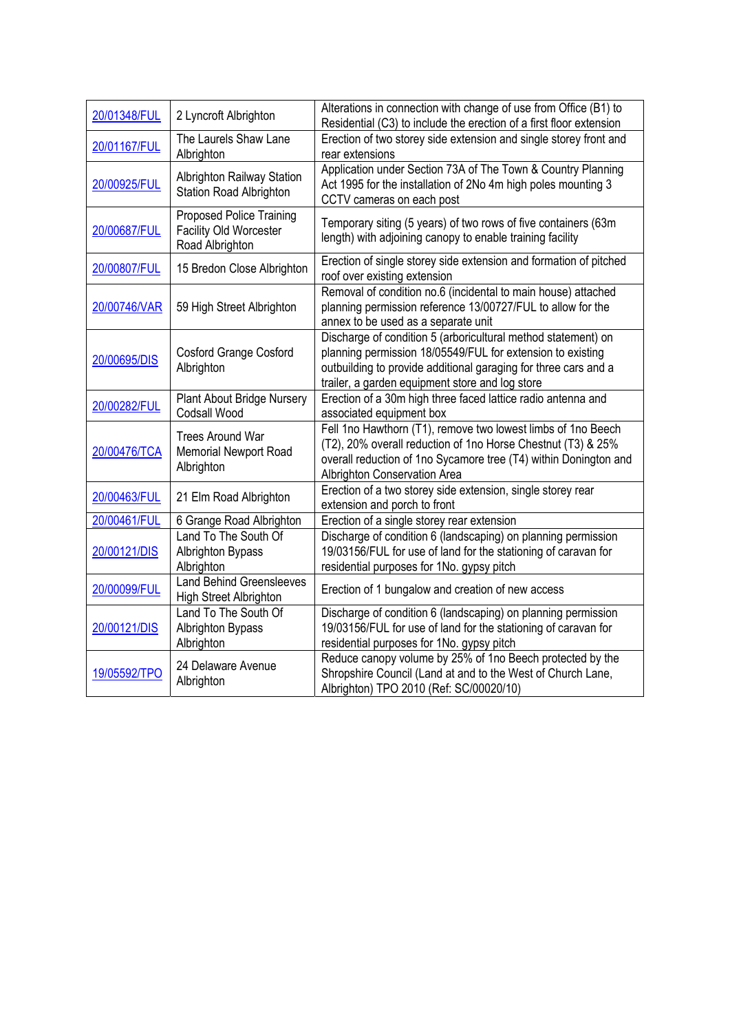| | | |
|---|---|---|
| 20/01348/FUL | 2 Lyncroft Albrighton | Alterations in connection with change of use from Office (B1) to Residential (C3) to include the erection of a first floor extension |
| 20/01167/FUL | The Laurels Shaw Lane Albrighton | Erection of two storey side extension and single storey front and rear extensions |
| 20/00925/FUL | Albrighton Railway Station Station Road Albrighton | Application under Section 73A of The Town & Country Planning Act 1995 for the installation of 2No 4m high poles mounting 3 CCTV cameras on each post |
| 20/00687/FUL | Proposed Police Training Facility Old Worcester Road Albrighton | Temporary siting (5 years) of two rows of five containers (63m length) with adjoining canopy to enable training facility |
| 20/00807/FUL | 15 Bredon Close Albrighton | Erection of single storey side extension and formation of pitched roof over existing extension |
| 20/00746/VAR | 59 High Street Albrighton | Removal of condition no.6 (incidental to main house) attached planning permission reference 13/00727/FUL to allow for the annex to be used as a separate unit |
| 20/00695/DIS | Cosford Grange Cosford Albrighton | Discharge of condition 5 (arboricultural method statement) on planning permission 18/05549/FUL for extension to existing outbuilding to provide additional garaging for three cars and a trailer, a garden equipment store and log store |
| 20/00282/FUL | Plant About Bridge Nursery Codsall Wood | Erection of a 30m high three faced lattice radio antenna and associated equipment box |
| 20/00476/TCA | Trees Around War Memorial Newport Road Albrighton | Fell 1no Hawthorn (T1), remove two lowest limbs of 1no Beech (T2), 20% overall reduction of 1no Horse Chestnut (T3) & 25% overall reduction of 1no Sycamore tree (T4) within Donington and Albrighton Conservation Area |
| 20/00463/FUL | 21 Elm Road Albrighton | Erection of a two storey side extension, single storey rear extension and porch to front |
| 20/00461/FUL | 6 Grange Road Albrighton | Erection of a single storey rear extension |
| 20/00121/DIS | Land To The South Of Albrighton Bypass Albrighton | Discharge of condition 6 (landscaping) on planning permission 19/03156/FUL for use of land for the stationing of caravan for residential purposes for 1No. gypsy pitch |
| 20/00099/FUL | Land Behind Greensleeves High Street Albrighton | Erection of 1 bungalow and creation of new access |
| 20/00121/DIS | Land To The South Of Albrighton Bypass Albrighton | Discharge of condition 6 (landscaping) on planning permission 19/03156/FUL for use of land for the stationing of caravan for residential purposes for 1No. gypsy pitch |
| 19/05592/TPO | 24 Delaware Avenue Albrighton | Reduce canopy volume by 25% of 1no Beech protected by the Shropshire Council (Land at and to the West of Church Lane, Albrighton) TPO 2010 (Ref: SC/00020/10) |